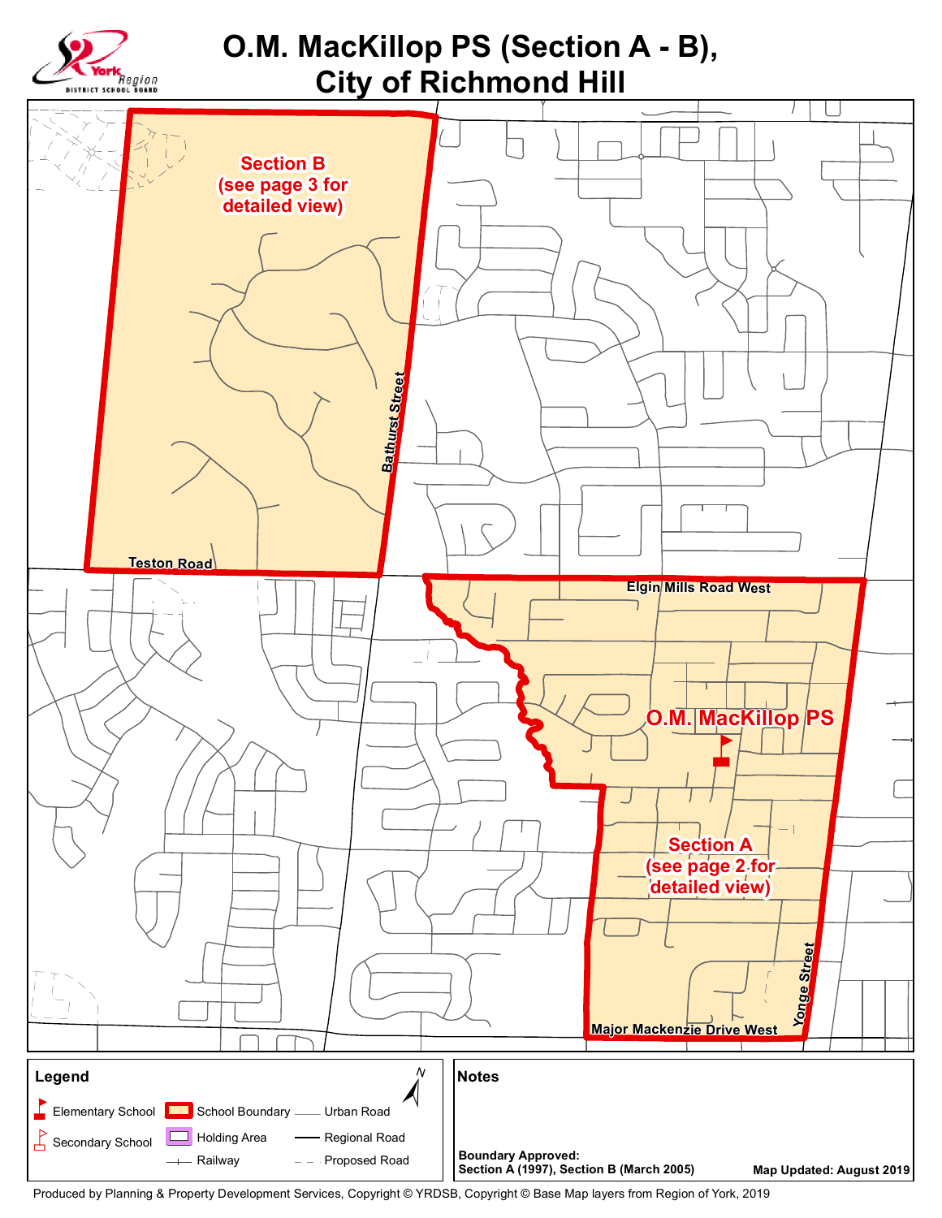# O.M. MacKillop PS (Section A - B), City of Richmond Hill

Section B (see page 3 for detailed view)

Bathurst Street

Teston Road

Elgin Mills Road West

O.M. MacKillop PS

Section A (see page 2 for detailed view)

Yonge Street

Major Mackenzie Drive West

**Legend**

- Elementary School
- Secondary School
- School Boundary
- Holding Area
- Railway
- Urban Road
- Regional Road
- Proposed Road

**Notes**

**Boundary Approved:**
**Section A (1997), Section B (March 2005)**

**Map Updated: August 2019**

Produced by Planning & Property Development Services, Copyright © YRDSB, Copyright © Base Map layers from Region of York, 2019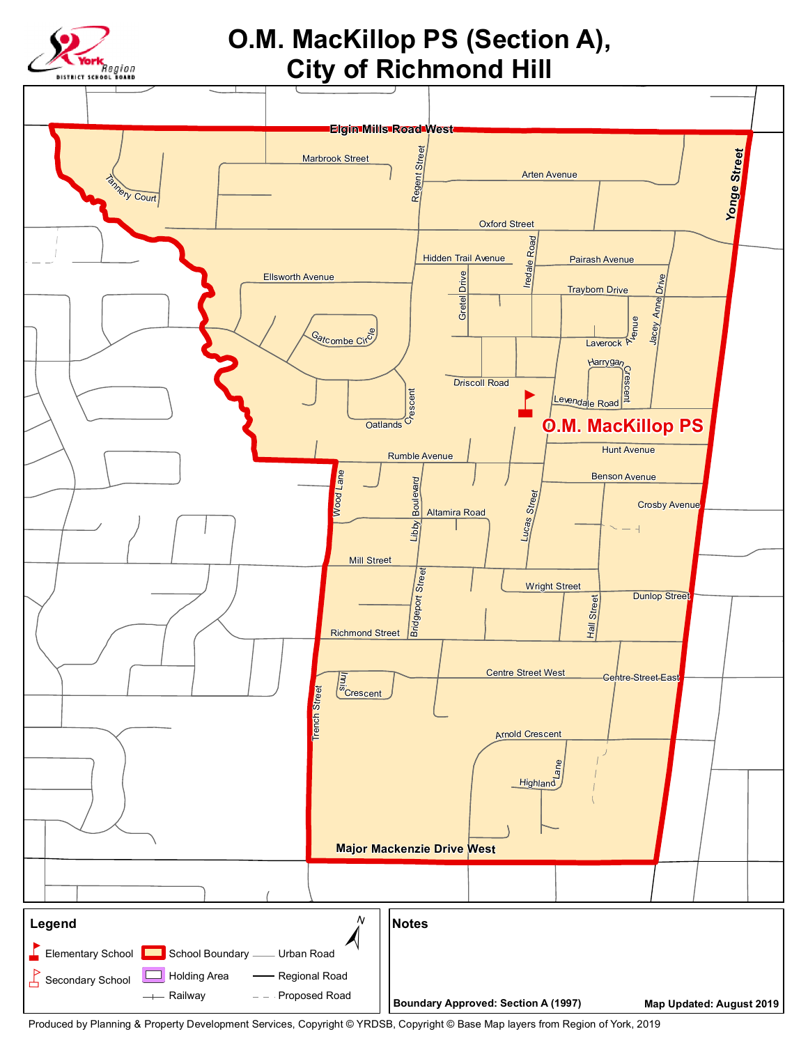# O.M. MacKillop PS (Section A), City of Richmond Hill

Elgin Mills Road West

Marbrook Street

Regent Street

Arten Avenue

Yonge Street

Tannery Court

Oxford Street

Hidden Trail Avenue

Iredale Road

Pairash Avenue

Ellsworth Avenue

Gretel Drive

Trayborn Drive

Jacey Anne Drive

Gatcombe Circle

Laverock Avenue

Harrygan Crescent

Driscoll Road

Levendale Road

Oatlands Crescent

O.M. MacKillop PS

Hunt Avenue

Rumble Avenue

Benson Avenue

Wood Lane

Libby Boulevard

Altamira Road

Lucas Street

Crosby Avenue

Mill Street

Wright Street

Bridgeport Street

Hall Street

Dunlop Street

Richmond Street

Centre Street West

Centre Street East

Innis Crescent

Trench Street

Arnold Crescent

Highland Lane

Major Mackenzie Drive West

## Legend

- Elementary School
- Secondary School
- School Boundary
- Holding Area
- Railway
- Urban Road
- Regional Road
- Proposed Road

N

## Notes

**Boundary Approved: Section A (1997)**

**Map Updated: August 2019**

Produced by Planning & Property Development Services, Copyright © YRDSB, Copyright © Base Map layers from Region of York, 2019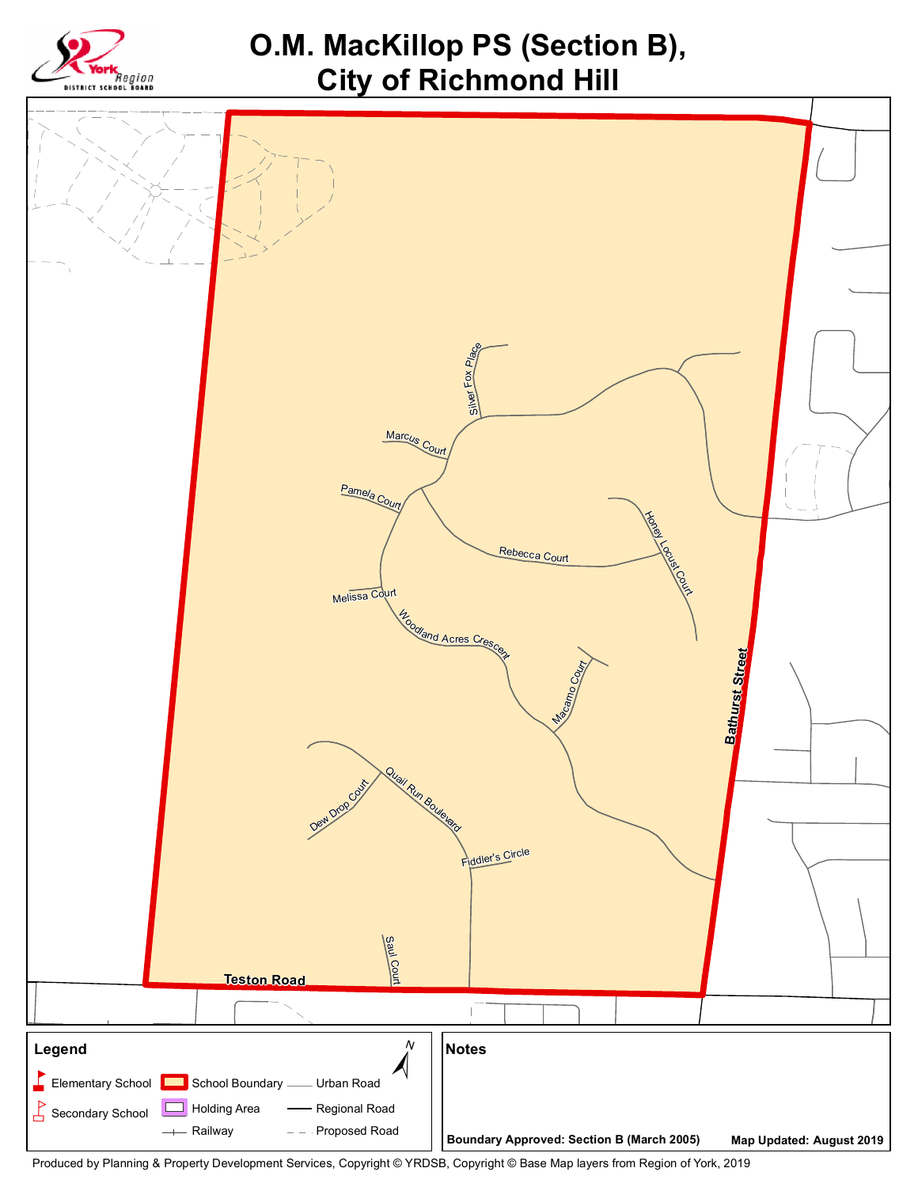# O.M. MacKillop PS (Section B), City of Richmond Hill

York Region District School Board

Silver Fox Place
Marcus Court
Pamela Court
Rebecca Court
Honey Locust Court
Melissa Court
Woodland Acres Crescent
Macamo Court
Bathurst Street
Quail Run Boulevard
Dew Drop Court
Fiddler's Circle
Saul Court
Teston Road

**Legend**

- Elementary School
- Secondary School
- School Boundary
- Holding Area
- Railway
- Urban Road
- Regional Road
- Proposed Road

N

**Notes**

**Boundary Approved: Section B (March 2005)**

**Map Updated: August 2019**

Produced by Planning & Property Development Services, Copyright © YRDSB, Copyright © Base Map layers from Region of York, 2019